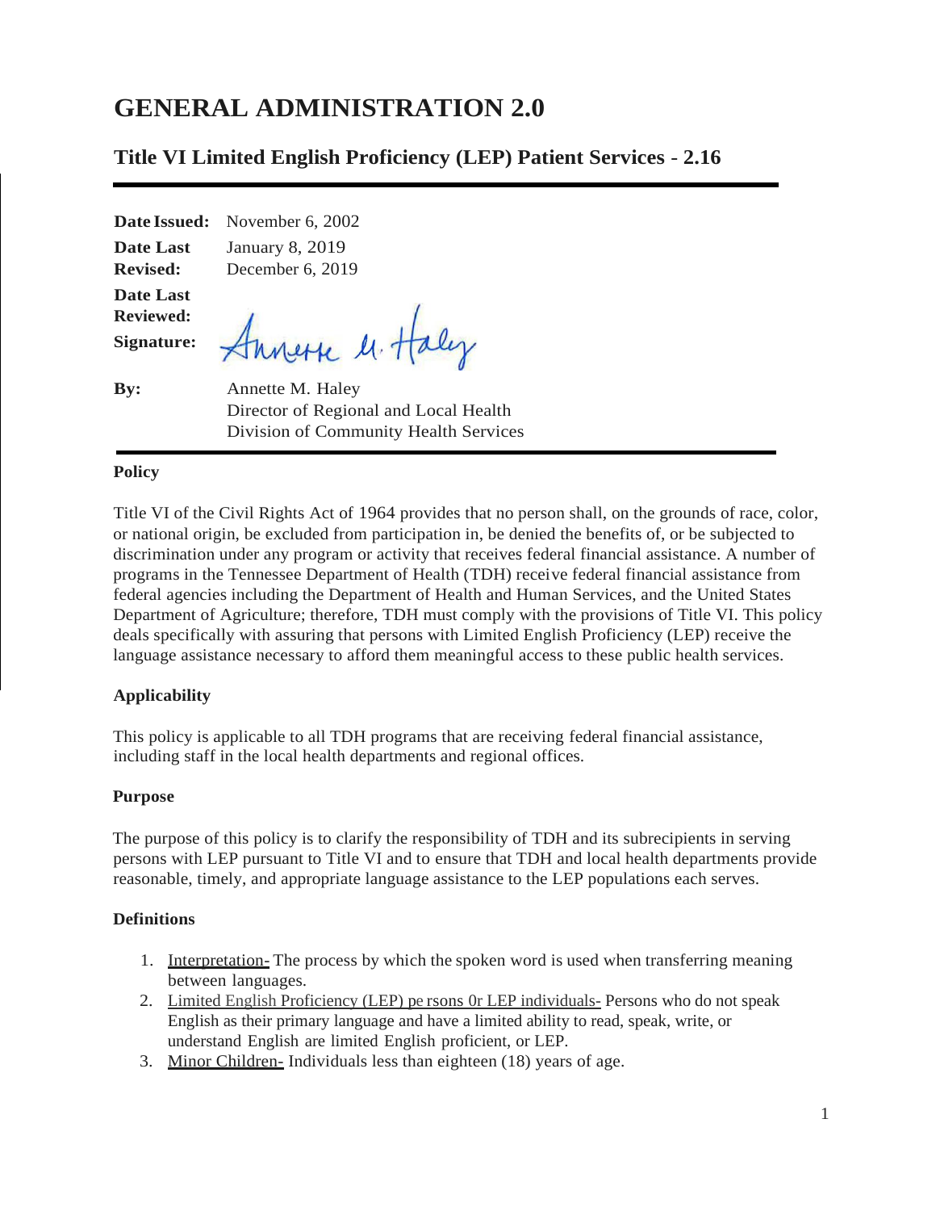# GENERAL ADMINISTRATION 2.0

## Title VI Limited English Proficiency (LEP) Patient Services - 2.16

**Date Issued:** November 6, 2002

**Date Last Revised:** January 8, 2019

**Date Last Reviewed:** December 6, 2019

**Signature:** Annette M. Haley

**By:** Annette M. Haley
Director of Regional and Local Health
Division of Community Health Services

### Policy

Title VI of the Civil Rights Act of 1964 provides that no person shall, on the grounds of race, color, or national origin, be excluded from participation in, be denied the benefits of, or be subjected to discrimination under any program or activity that receives federal financial assistance. A number of programs in the Tennessee Department of Health (TDH) receive federal financial assistance from federal agencies including the Department of Health and Human Services, and the United States Department of Agriculture; therefore, TDH must comply with the provisions of Title VI. This policy deals specifically with assuring that persons with Limited English Proficiency (LEP) receive the language assistance necessary to afford them meaningful access to these public health services.

### Applicability

This policy is applicable to all TDH programs that are receiving federal financial assistance, including staff in the local health departments and regional offices.

### Purpose

The purpose of this policy is to clarify the responsibility of TDH and its subrecipients in serving persons with LEP pursuant to Title VI and to ensure that TDH and local health departments provide reasonable, timely, and appropriate language assistance to the LEP populations each serves.

### Definitions

1. <u>Interpretation-</u> The process by which the spoken word is used when transferring meaning between languages.
2. <u>Limited English Proficiency (LEP) pe rsons 0r LEP individuals-</u> Persons who do not speak English as their primary language and have a limited ability to read, speak, write, or understand English are limited English proficient, or LEP.
3. <u>Minor Children-</u> Individuals less than eighteen (18) years of age.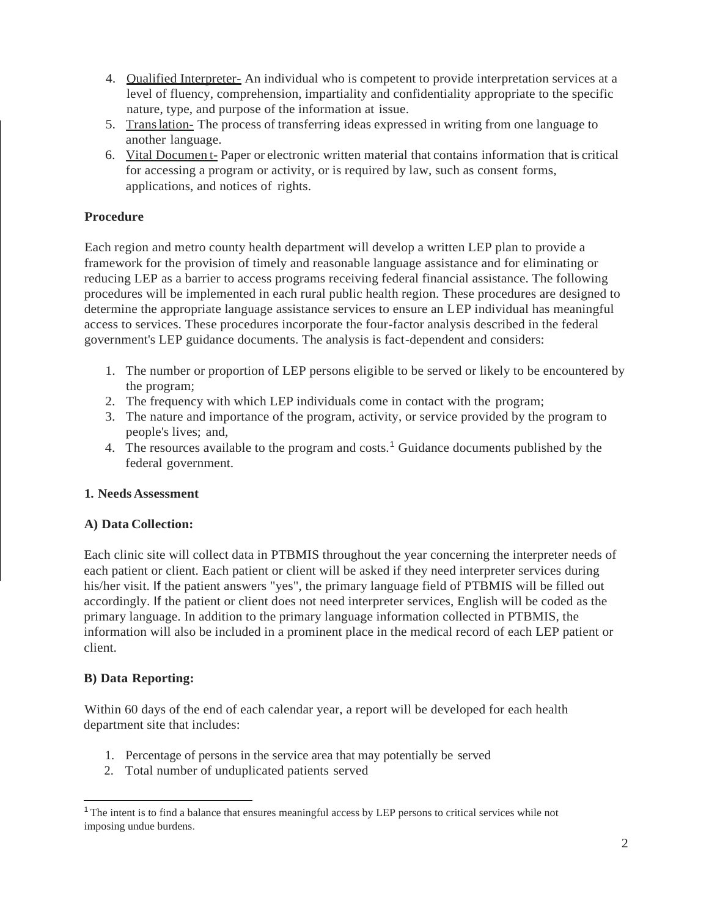4. Qualified Interpreter- An individual who is competent to provide interpretation services at a level of fluency, comprehension, impartiality and confidentiality appropriate to the specific nature, type, and purpose of the information at issue.
5. Translation- The process of transferring ideas expressed in writing from one language to another language.
6. Vital Document- Paper or electronic written material that contains information that is critical for accessing a program or activity, or is required by law, such as consent forms, applications, and notices of rights.

**Procedure**

Each region and metro county health department will develop a written LEP plan to provide a framework for the provision of timely and reasonable language assistance and for eliminating or reducing LEP as a barrier to access programs receiving federal financial assistance. The following procedures will be implemented in each rural public health region. These procedures are designed to determine the appropriate language assistance services to ensure an LEP individual has meaningful access to services. These procedures incorporate the four-factor analysis described in the federal government's LEP guidance documents. The analysis is fact-dependent and considers:

1. The number or proportion of LEP persons eligible to be served or likely to be encountered by the program;
2. The frequency with which LEP individuals come in contact with the program;
3. The nature and importance of the program, activity, or service provided by the program to people's lives; and,
4. The resources available to the program and costs.[1] Guidance documents published by the federal government.

**1. Needs Assessment**

**A) Data Collection:**

Each clinic site will collect data in PTBMIS throughout the year concerning the interpreter needs of each patient or client. Each patient or client will be asked if they need interpreter services during his/her visit. If the patient answers "yes", the primary language field of PTBMIS will be filled out accordingly. If the patient or client does not need interpreter services, English will be coded as the primary language. In addition to the primary language information collected in PTBMIS, the information will also be included in a prominent place in the medical record of each LEP patient or client.

**B) Data Reporting:**

Within 60 days of the end of each calendar year, a report will be developed for each health department site that includes:

1. Percentage of persons in the service area that may potentially be served
2. Total number of unduplicated patients served

[1] The intent is to find a balance that ensures meaningful access by LEP persons to critical services while not imposing undue burdens.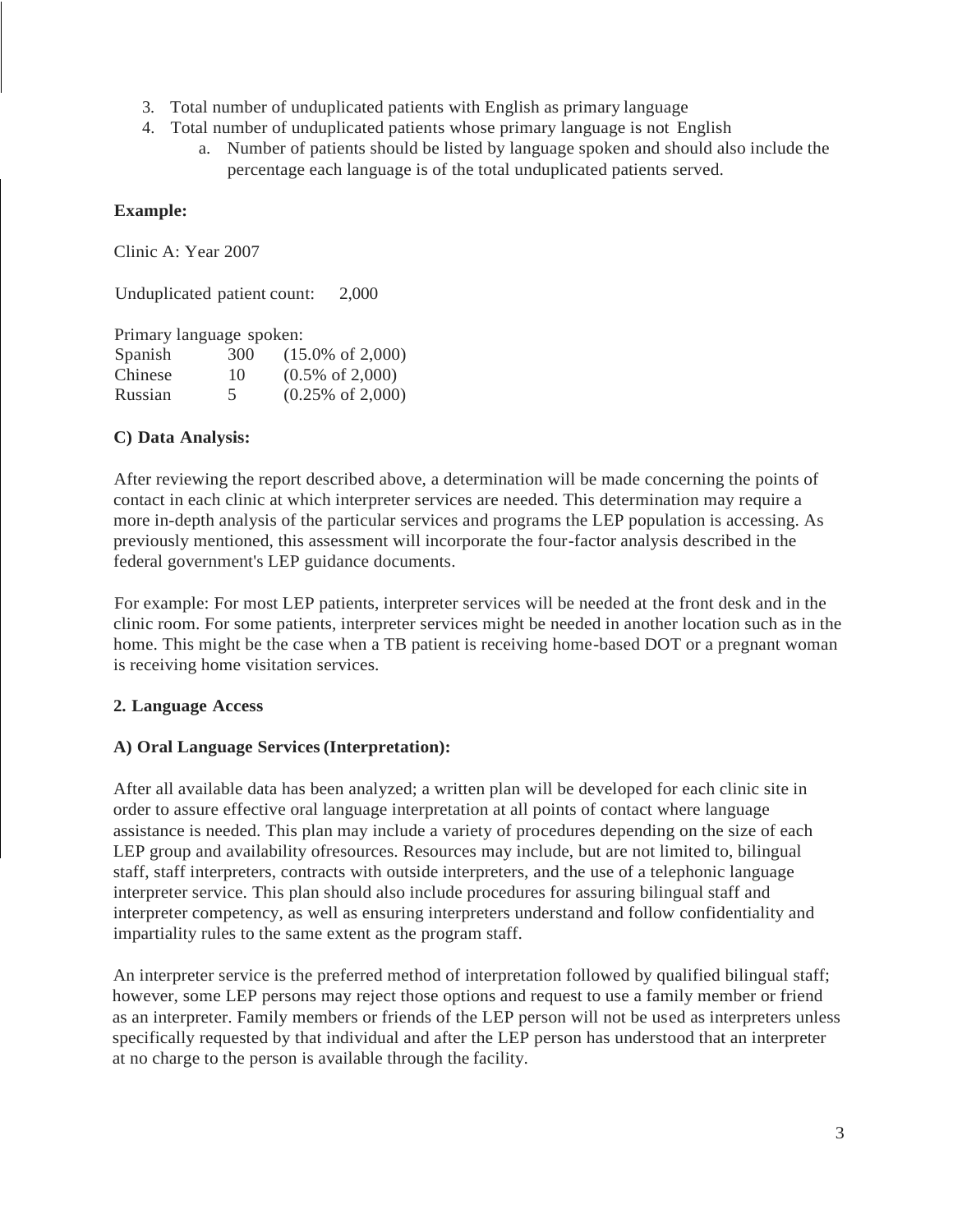3. Total number of unduplicated patients with English as primary language
4. Total number of unduplicated patients whose primary language is not English
    a. Number of patients should be listed by language spoken and should also include the percentage each language is of the total unduplicated patients served.

**Example:**

Clinic A: Year 2007

Unduplicated patient count: 2,000

Primary language spoken:

| | | |
|---|---|---|
| Spanish | 300 | (15.0% of 2,000) |
| Chinese | 10 | (0.5% of 2,000) |
| Russian | 5 | (0.25% of 2,000) |

**C) Data Analysis:**

After reviewing the report described above, a determination will be made concerning the points of contact in each clinic at which interpreter services are needed. This determination may require a more in-depth analysis of the particular services and programs the LEP population is accessing. As previously mentioned, this assessment will incorporate the four-factor analysis described in the federal government's LEP guidance documents.

For example: For most LEP patients, interpreter services will be needed at the front desk and in the clinic room. For some patients, interpreter services might be needed in another location such as in the home. This might be the case when a TB patient is receiving home-based DOT or a pregnant woman is receiving home visitation services.

**2. Language Access**

**A) Oral Language Services (Interpretation):**

After all available data has been analyzed; a written plan will be developed for each clinic site in order to assure effective oral language interpretation at all points of contact where language assistance is needed. This plan may include a variety of procedures depending on the size of each LEP group and availability ofresources. Resources may include, but are not limited to, bilingual staff, staff interpreters, contracts with outside interpreters, and the use of a telephonic language interpreter service. This plan should also include procedures for assuring bilingual staff and interpreter competency, as well as ensuring interpreters understand and follow confidentiality and impartiality rules to the same extent as the program staff.

An interpreter service is the preferred method of interpretation followed by qualified bilingual staff; however, some LEP persons may reject those options and request to use a family member or friend as an interpreter. Family members or friends of the LEP person will not be used as interpreters unless specifically requested by that individual and after the LEP person has understood that an interpreter at no charge to the person is available through the facility.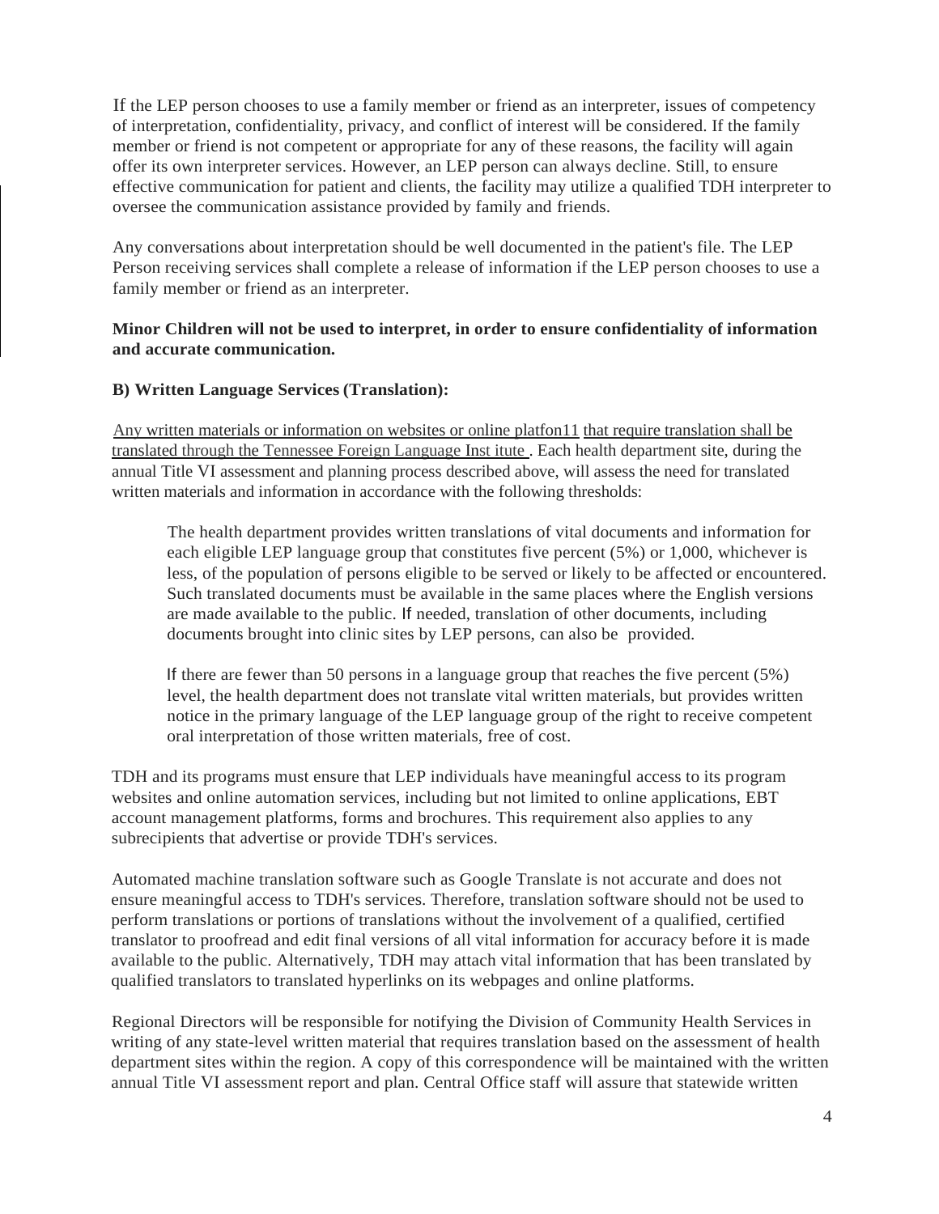If the LEP person chooses to use a family member or friend as an interpreter, issues of competency of interpretation, confidentiality, privacy, and conflict of interest will be considered. If the family member or friend is not competent or appropriate for any of these reasons, the facility will again offer its own interpreter services. However, an LEP person can always decline. Still, to ensure effective communication for patient and clients, the facility may utilize a qualified TDH interpreter to oversee the communication assistance provided by family and friends.

Any conversations about interpretation should be well documented in the patient's file. The LEP Person receiving services shall complete a release of information if the LEP person chooses to use a family member or friend as an interpreter.

**Minor Children will not be used to interpret, in order to ensure confidentiality of information and accurate communication.**

**B) Written Language Services (Translation):**

Any written materials or information on websites or online platfon11 that require translation shall be translated through the Tennessee Foreign Language Inst itute . Each health department site, during the annual Title VI assessment and planning process described above, will assess the need for translated written materials and information in accordance with the following thresholds:

> The health department provides written translations of vital documents and information for each eligible LEP language group that constitutes five percent (5%) or 1,000, whichever is less, of the population of persons eligible to be served or likely to be affected or encountered. Such translated documents must be available in the same places where the English versions are made available to the public. If needed, translation of other documents, including documents brought into clinic sites by LEP persons, can also be provided.
>
> If there are fewer than 50 persons in a language group that reaches the five percent (5%) level, the health department does not translate vital written materials, but provides written notice in the primary language of the LEP language group of the right to receive competent oral interpretation of those written materials, free of cost.

TDH and its programs must ensure that LEP individuals have meaningful access to its program websites and online automation services, including but not limited to online applications, EBT account management platforms, forms and brochures. This requirement also applies to any subrecipients that advertise or provide TDH's services.

Automated machine translation software such as Google Translate is not accurate and does not ensure meaningful access to TDH's services. Therefore, translation software should not be used to perform translations or portions of translations without the involvement of a qualified, certified translator to proofread and edit final versions of all vital information for accuracy before it is made available to the public. Alternatively, TDH may attach vital information that has been translated by qualified translators to translated hyperlinks on its webpages and online platforms.

Regional Directors will be responsible for notifying the Division of Community Health Services in writing of any state-level written material that requires translation based on the assessment of health department sites within the region. A copy of this correspondence will be maintained with the written annual Title VI assessment report and plan. Central Office staff will assure that statewide written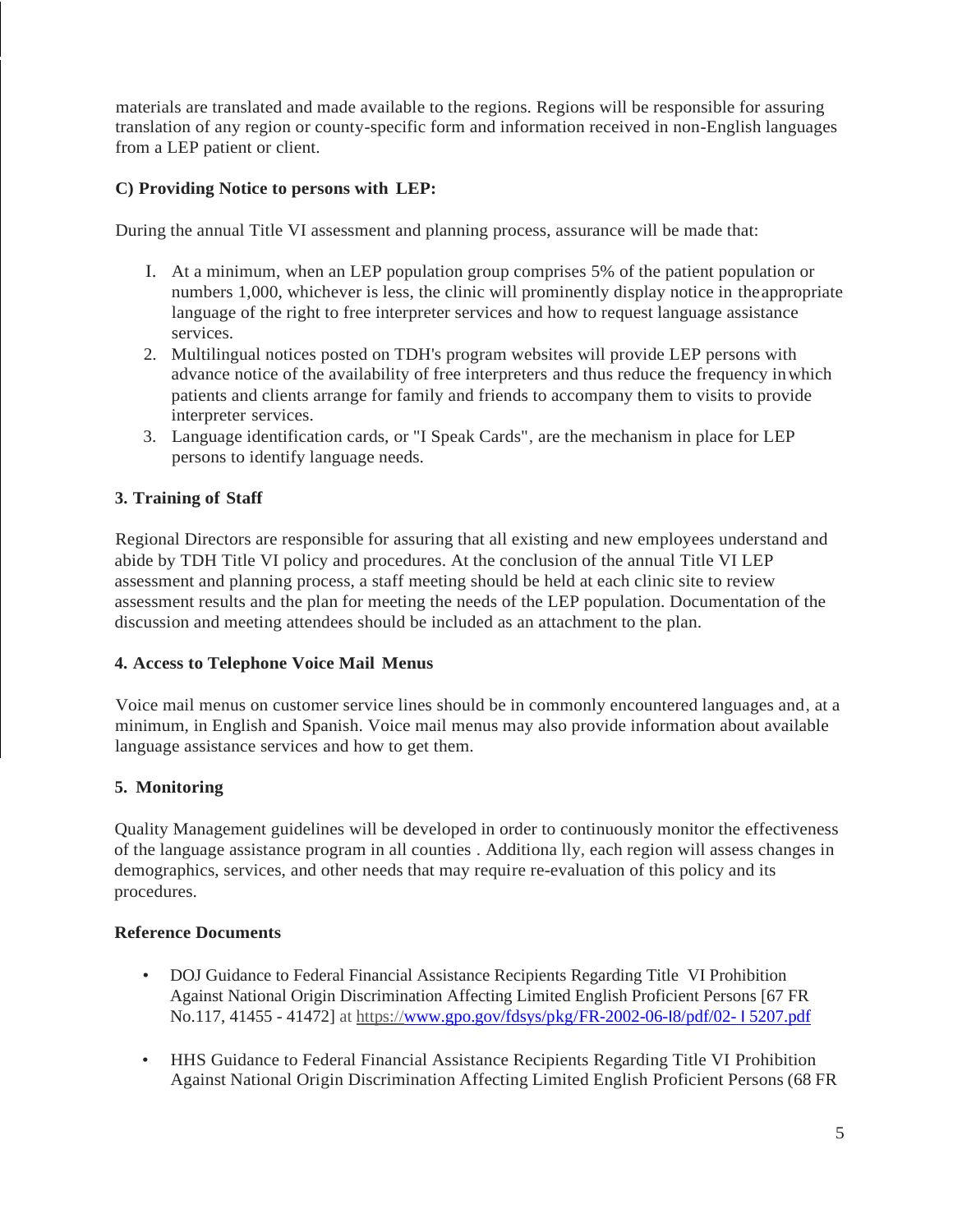materials are translated and made available to the regions. Regions will be responsible for assuring translation of any region or county-specific form and information received in non-English languages from a LEP patient or client.

**C) Providing Notice to persons with LEP:**

During the annual Title VI assessment and planning process, assurance will be made that:

I. At a minimum, when an LEP population group comprises 5% of the patient population or numbers 1,000, whichever is less, the clinic will prominently display notice in the appropriate language of the right to free interpreter services and how to request language assistance services.
2. Multilingual notices posted on TDH's program websites will provide LEP persons with advance notice of the availability of free interpreters and thus reduce the frequency in which patients and clients arrange for family and friends to accompany them to visits to provide interpreter services.
3. Language identification cards, or "I Speak Cards", are the mechanism in place for LEP persons to identify language needs.

**3. Training of Staff**

Regional Directors are responsible for assuring that all existing and new employees understand and abide by TDH Title VI policy and procedures. At the conclusion of the annual Title VI LEP assessment and planning process, a staff meeting should be held at each clinic site to review assessment results and the plan for meeting the needs of the LEP population. Documentation of the discussion and meeting attendees should be included as an attachment to the plan.

**4. Access to Telephone Voice Mail Menus**

Voice mail menus on customer service lines should be in commonly encountered languages and, at a minimum, in English and Spanish. Voice mail menus may also provide information about available language assistance services and how to get them.

**5. Monitoring**

Quality Management guidelines will be developed in order to continuously monitor the effectiveness of the language assistance program in all counties . Additiona lly, each region will assess changes in demographics, services, and other needs that may require re-evaluation of this policy and its procedures.

**Reference Documents**

- DOJ Guidance to Federal Financial Assistance Recipients Regarding Title VI Prohibition Against National Origin Discrimination Affecting Limited English Proficient Persons [67 FR No.117, 41455 - 41472] at https://www.gpo.gov/fdsys/pkg/FR-2002-06-I8/pdf/02- I 5207.pdf

- HHS Guidance to Federal Financial Assistance Recipients Regarding Title VI Prohibition Against National Origin Discrimination Affecting Limited English Proficient Persons (68 FR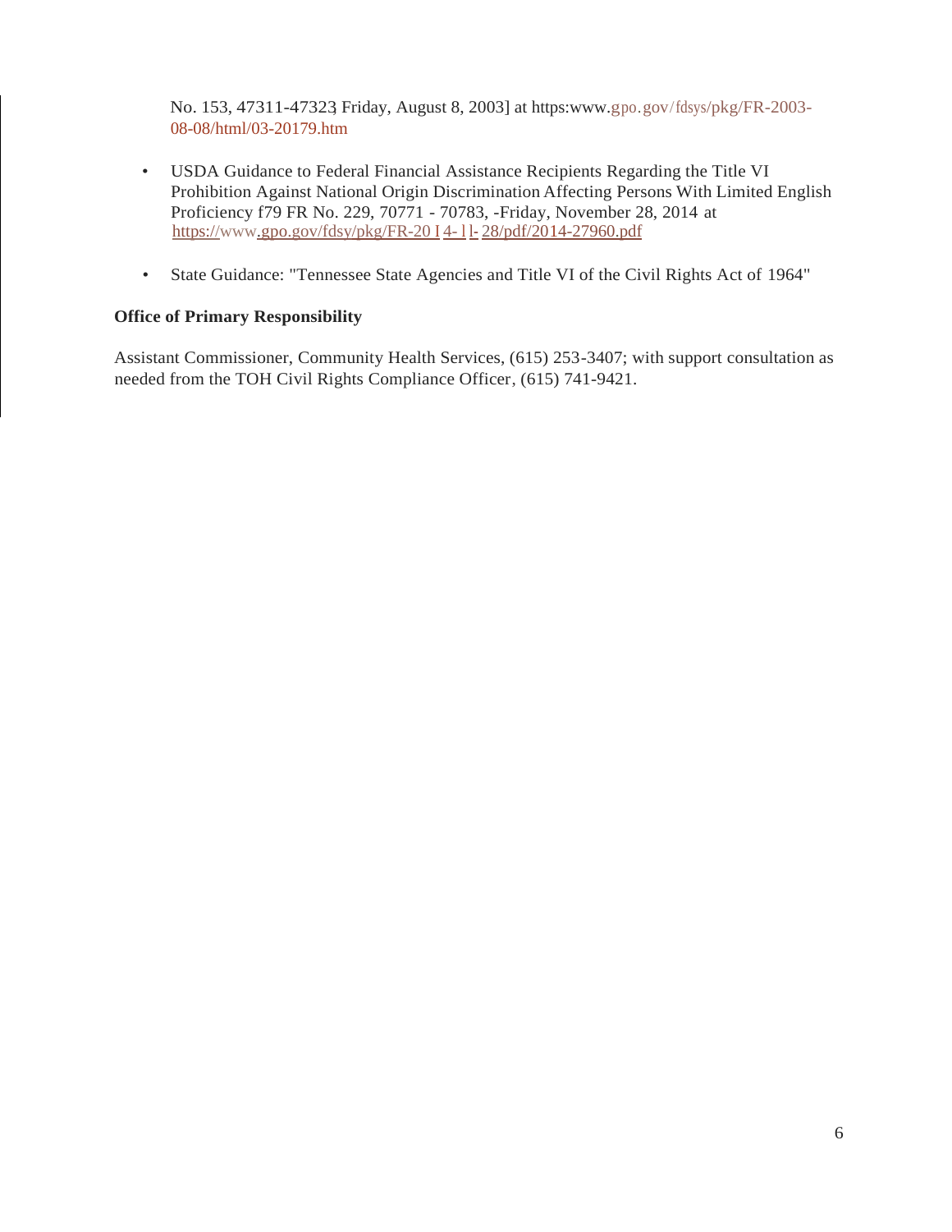No. 153, 47311-47323, Friday, August 8, 2003] at https:www.gpo.gov/fdsys/pkg/FR-2003-08-08/html/03-20179.htm

- USDA Guidance to Federal Financial Assistance Recipients Regarding the Title VI Prohibition Against National Origin Discrimination Affecting Persons With Limited English Proficiency f79 FR No. 229, 70771 - 70783, -Friday, November 28, 2014 at https://www.gpo.gov/fdsy/pkg/FR-20 I 4- l l- 28/pdf/2014-27960.pdf

- State Guidance: "Tennessee State Agencies and Title VI of the Civil Rights Act of 1964"

**Office of Primary Responsibility**

Assistant Commissioner, Community Health Services, (615) 253-3407; with support consultation as needed from the TOH Civil Rights Compliance Officer, (615) 741-9421.